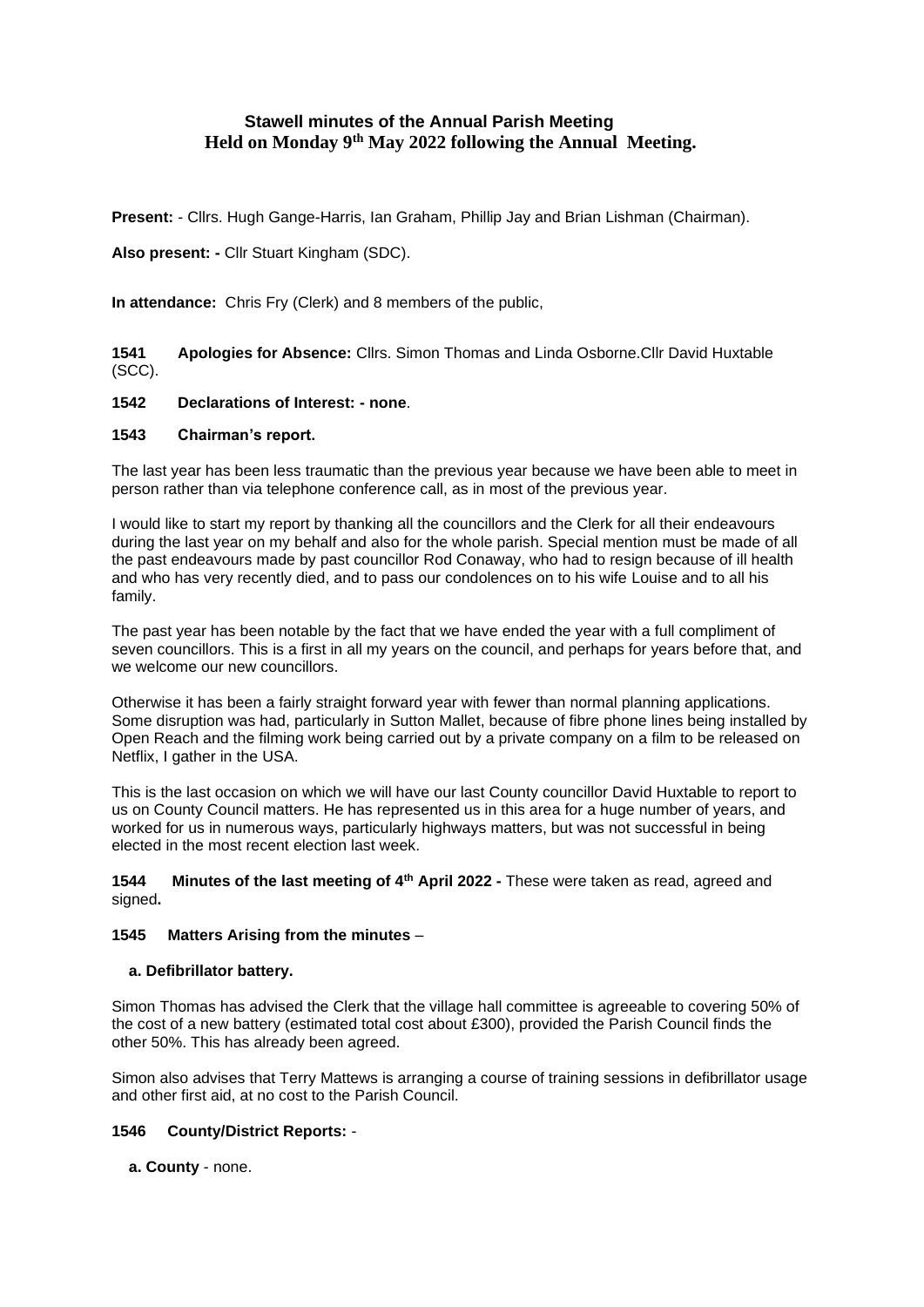# Stawell minutes of the Annual Parish Meeting
## Held on Monday 9th May 2022 following the Annual Meeting.

**Present:** - Cllrs. Hugh Gange-Harris, Ian Graham, Phillip Jay and Brian Lishman (Chairman).

**Also present: -** Cllr Stuart Kingham (SDC).

**In attendance:** Chris Fry (Clerk) and 8 members of the public,

**1541 Apologies for Absence:** Cllrs. Simon Thomas and Linda Osborne.Cllr David Huxtable (SCC).

**1542 Declarations of Interest: - none**.

**1543 Chairman's report.**

The last year has been less traumatic than the previous year because we have been able to meet in person rather than via telephone conference call, as in most of the previous year.

I would like to start my report by thanking all the councillors and the Clerk for all their endeavours during the last year on my behalf and also for the whole parish. Special mention must be made of all the past endeavours made by past councillor Rod Conaway, who had to resign because of ill health and who has very recently died, and to pass our condolences on to his wife Louise and to all his family.

The past year has been notable by the fact that we have ended the year with a full compliment of seven councillors. This is a first in all my years on the council, and perhaps for years before that, and we welcome our new councillors.

Otherwise it has been a fairly straight forward year with fewer than normal planning applications. Some disruption was had, particularly in Sutton Mallet, because of fibre phone lines being installed by Open Reach and the filming work being carried out by a private company on a film to be released on Netflix, I gather in the USA.

This is the last occasion on which we will have our last County councillor David Huxtable to report to us on County Council matters. He has represented us in this area for a huge number of years, and worked for us in numerous ways, particularly highways matters, but was not successful in being elected in the most recent election last week.

**1544 Minutes of the last meeting of 4th April 2022 -** These were taken as read, agreed and signed**.**

**1545 Matters Arising from the minutes** –

**a. Defibrillator battery.**

Simon Thomas has advised the Clerk that the village hall committee is agreeable to covering 50% of the cost of a new battery (estimated total cost about £300), provided the Parish Council finds the other 50%. This has already been agreed.

Simon also advises that Terry Mattews is arranging a course of training sessions in defibrillator usage and other first aid, at no cost to the Parish Council.

**1546 County/District Reports:** -

**a. County** - none.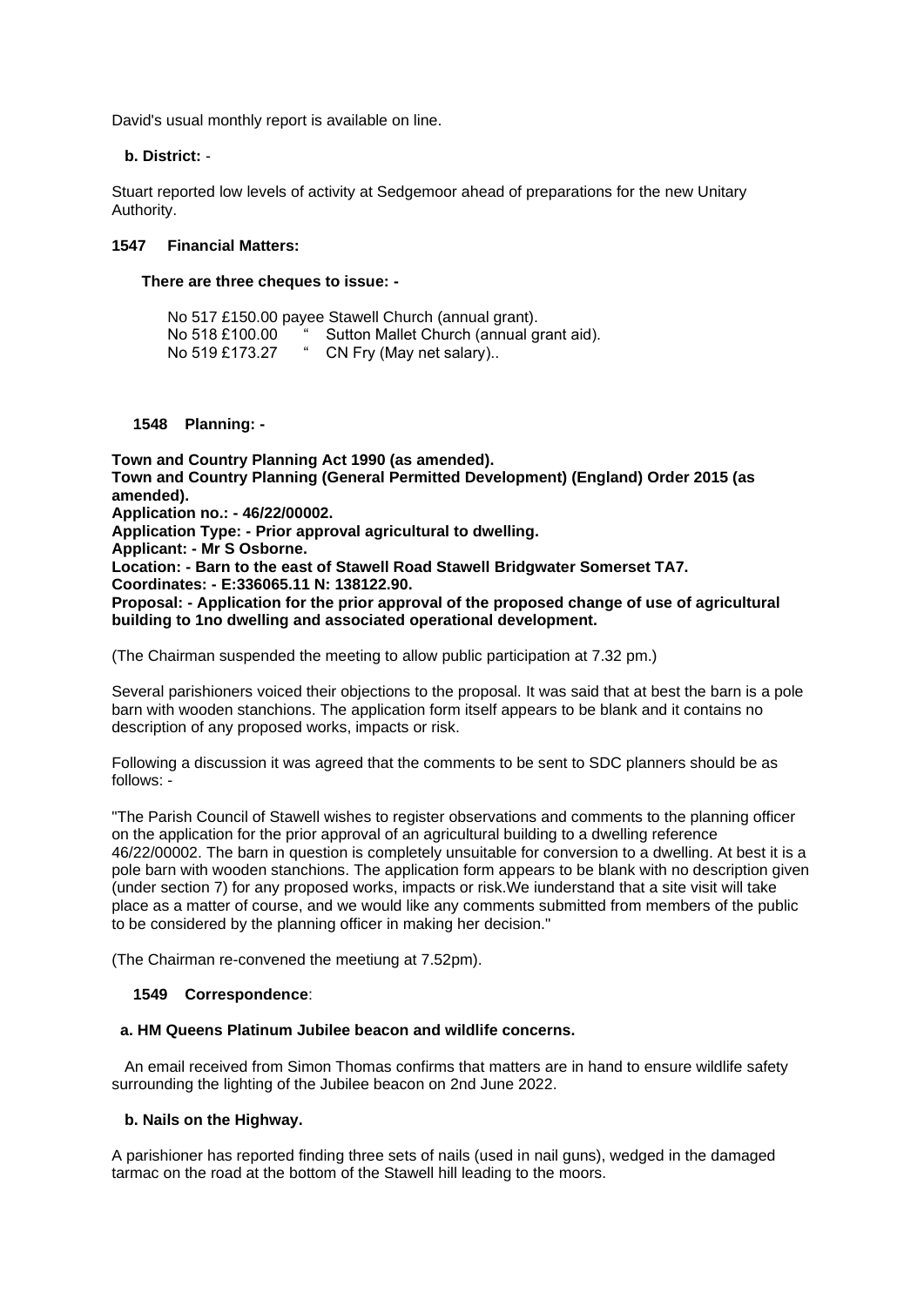David's usual monthly report is available on line.

**b. District:** -

Stuart reported low levels of activity at Sedgemoor ahead of preparations for the new Unitary Authority.

**1547 Financial Matters:**

**There are three cheques to issue: -**

No 517 £150.00 payee Stawell Church (annual grant).
No 518 £100.00 " Sutton Mallet Church (annual grant aid).
No 519 £173.27 " CN Fry (May net salary)..

**1548 Planning: -**

**Town and Country Planning Act 1990 (as amended).**
**Town and Country Planning (General Permitted Development) (England) Order 2015 (as amended).**
**Application no.: - 46/22/00002.**
**Application Type: - Prior approval agricultural to dwelling.**
**Applicant: - Mr S Osborne.**
**Location: - Barn to the east of Stawell Road Stawell Bridgwater Somerset TA7.**
**Coordinates: - E:336065.11 N: 138122.90.**
**Proposal: - Application for the prior approval of the proposed change of use of agricultural building to 1no dwelling and associated operational development.**

(The Chairman suspended the meeting to allow public participation at 7.32 pm.)

Several parishioners voiced their objections to the proposal. It was said that at best the barn is a pole barn with wooden stanchions. The application form itself appears to be blank and it contains no description of any proposed works, impacts or risk.

Following a discussion it was agreed that the comments to be sent to SDC planners should be as follows: -

"The Parish Council of Stawell wishes to register observations and comments to the planning officer on the application for the prior approval of an agricultural building to a dwelling reference 46/22/00002. The barn in question is completely unsuitable for conversion to a dwelling. At best it is a pole barn with wooden stanchions. The application form appears to be blank with no description given (under section 7) for any proposed works, impacts or risk.We iunderstand that a site visit will take place as a matter of course, and we would like any comments submitted from members of the public to be considered by the planning officer in making her decision."

(The Chairman re-convened the meetiung at 7.52pm).

**1549 Correspondence**:

**a. HM Queens Platinum Jubilee beacon and wildlife concerns.**

An email received from Simon Thomas confirms that matters are in hand to ensure wildlife safety surrounding the lighting of the Jubilee beacon on 2nd June 2022.

**b. Nails on the Highway.**

A parishioner has reported finding three sets of nails (used in nail guns), wedged in the damaged tarmac on the road at the bottom of the Stawell hill leading to the moors.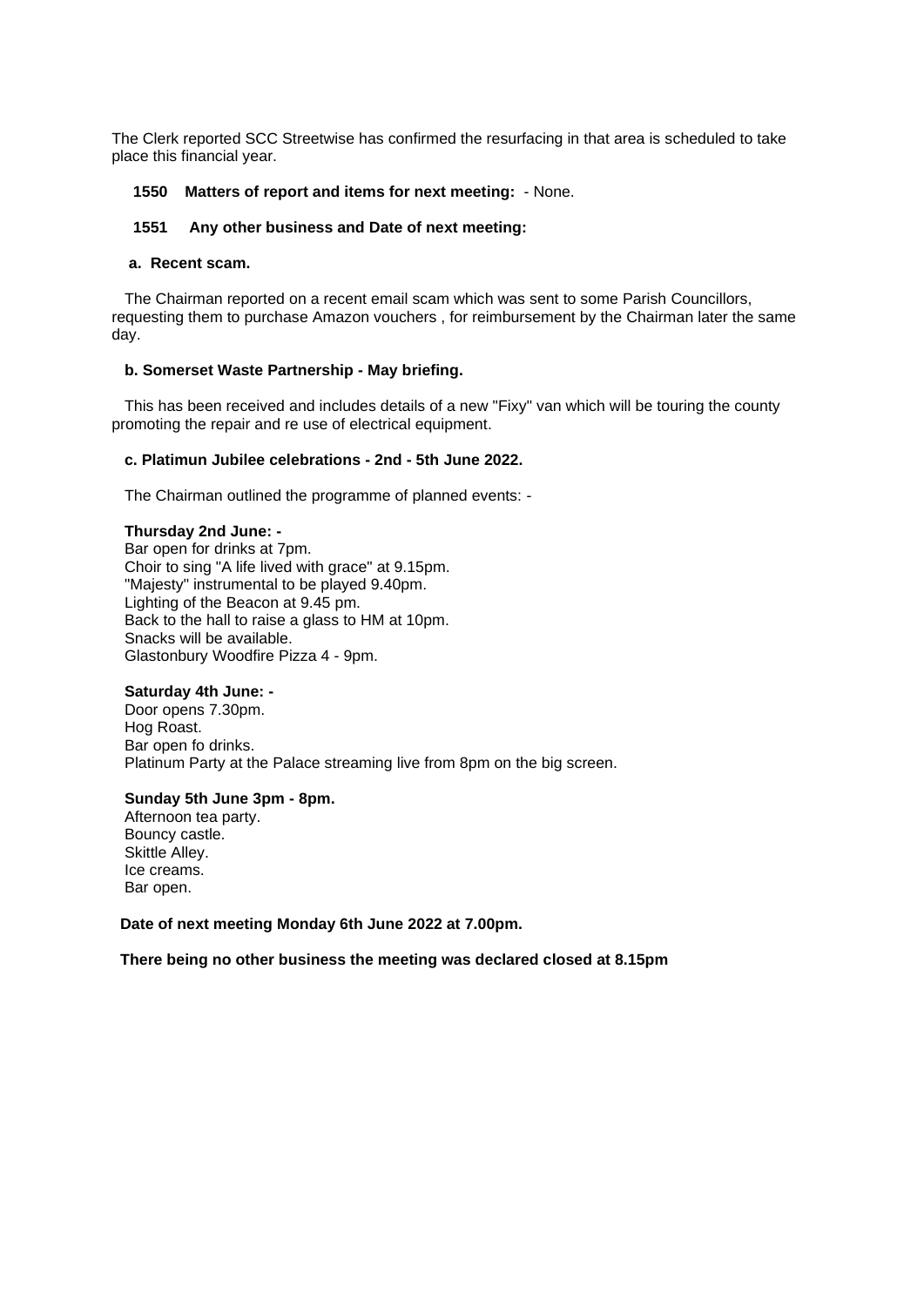The Clerk reported SCC Streetwise has confirmed the resurfacing in that area is scheduled to take place this financial year.

**1550 Matters of report and items for next meeting:** - None.

**1551 Any other business and Date of next meeting:**

**a. Recent scam.**

The Chairman reported on a recent email scam which was sent to some Parish Councillors, requesting them to purchase Amazon vouchers , for reimbursement by the Chairman later the same day.

**b. Somerset Waste Partnership - May briefing.**

This has been received and includes details of a new "Fixy" van which will be touring the county promoting the repair and re use of electrical equipment.

**c. Platimun Jubilee celebrations - 2nd - 5th June 2022.**

The Chairman outlined the programme of planned events: -

**Thursday 2nd June: -**
Bar open for drinks at 7pm.
Choir to sing "A life lived with grace" at 9.15pm.
"Majesty" instrumental to be played 9.40pm.
Lighting of the Beacon at 9.45 pm.
Back to the hall to raise a glass to HM at 10pm.
Snacks will be available.
Glastonbury Woodfire Pizza 4 - 9pm.

**Saturday 4th June: -**
Door opens 7.30pm.
Hog Roast.
Bar open fo drinks.
Platinum Party at the Palace streaming live from 8pm on the big screen.

**Sunday 5th June 3pm - 8pm.**
Afternoon tea party.
Bouncy castle.
Skittle Alley.
Ice creams.
Bar open.

**Date of next meeting Monday 6th June 2022 at 7.00pm.**

**There being no other business the meeting was declared closed at 8.15pm**